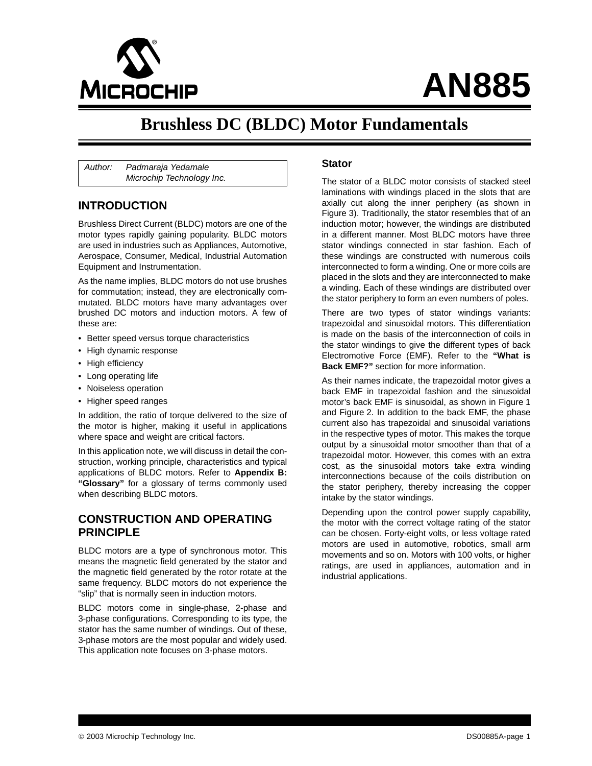# AN885

# Brushless DC (BLDC) Motor Fundamentals

Author: *Padmaraja Yedamale*
*Microchip Technology Inc.*

## INTRODUCTION

Brushless Direct Current (BLDC) motors are one of the motor types rapidly gaining popularity. BLDC motors are used in industries such as Appliances, Automotive, Aerospace, Consumer, Medical, Industrial Automation Equipment and Instrumentation.

As the name implies, BLDC motors do not use brushes for commutation; instead, they are electronically commutated. BLDC motors have many advantages over brushed DC motors and induction motors. A few of these are:

- Better speed versus torque characteristics
- High dynamic response
- High efficiency
- Long operating life
- Noiseless operation
- Higher speed ranges

In addition, the ratio of torque delivered to the size of the motor is higher, making it useful in applications where space and weight are critical factors.

In this application note, we will discuss in detail the construction, working principle, characteristics and typical applications of BLDC motors. Refer to **Appendix B: "Glossary"** for a glossary of terms commonly used when describing BLDC motors.

## CONSTRUCTION AND OPERATING PRINCIPLE

BLDC motors are a type of synchronous motor. This means the magnetic field generated by the stator and the magnetic field generated by the rotor rotate at the same frequency. BLDC motors do not experience the "slip" that is normally seen in induction motors.

BLDC motors come in single-phase, 2-phase and 3-phase configurations. Corresponding to its type, the stator has the same number of windings. Out of these, 3-phase motors are the most popular and widely used. This application note focuses on 3-phase motors.

### Stator

The stator of a BLDC motor consists of stacked steel laminations with windings placed in the slots that are axially cut along the inner periphery (as shown in Figure 3). Traditionally, the stator resembles that of an induction motor; however, the windings are distributed in a different manner. Most BLDC motors have three stator windings connected in star fashion. Each of these windings are constructed with numerous coils interconnected to form a winding. One or more coils are placed in the slots and they are interconnected to make a winding. Each of these windings are distributed over the stator periphery to form an even numbers of poles.

There are two types of stator windings variants: trapezoidal and sinusoidal motors. This differentiation is made on the basis of the interconnection of coils in the stator windings to give the different types of back Electromotive Force (EMF). Refer to the **"What is Back EMF?"** section for more information.

As their names indicate, the trapezoidal motor gives a back EMF in trapezoidal fashion and the sinusoidal motor's back EMF is sinusoidal, as shown in Figure 1 and Figure 2. In addition to the back EMF, the phase current also has trapezoidal and sinusoidal variations in the respective types of motor. This makes the torque output by a sinusoidal motor smoother than that of a trapezoidal motor. However, this comes with an extra cost, as the sinusoidal motors take extra winding interconnections because of the coils distribution on the stator periphery, thereby increasing the copper intake by the stator windings.

Depending upon the control power supply capability, the motor with the correct voltage rating of the stator can be chosen. Forty-eight volts, or less voltage rated motors are used in automotive, robotics, small arm movements and so on. Motors with 100 volts, or higher ratings, are used in appliances, automation and in industrial applications.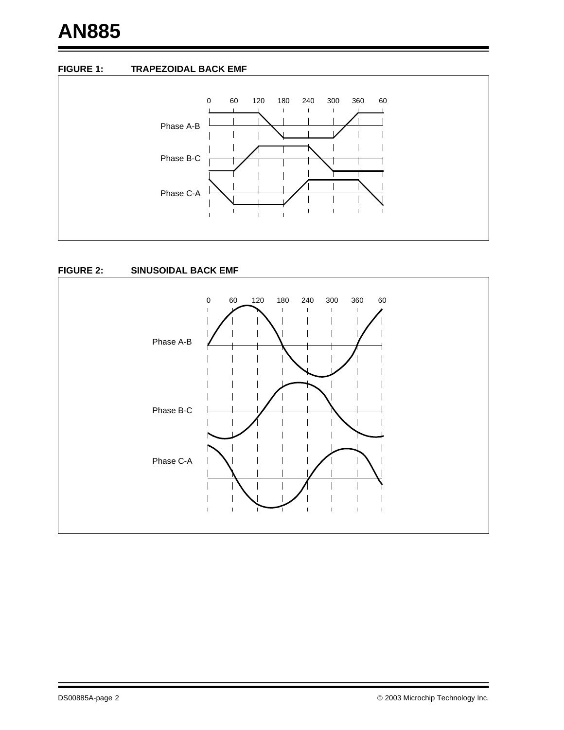**FIGURE 1: TRAPEZOIDAL BACK EMF**

0 60 120 180 240 300 360 60

Phase A-B

Phase B-C

Phase C-A

**FIGURE 2: SINUSOIDAL BACK EMF**

0 60 120 180 240 300 360 60

Phase A-B

Phase B-C

Phase C-A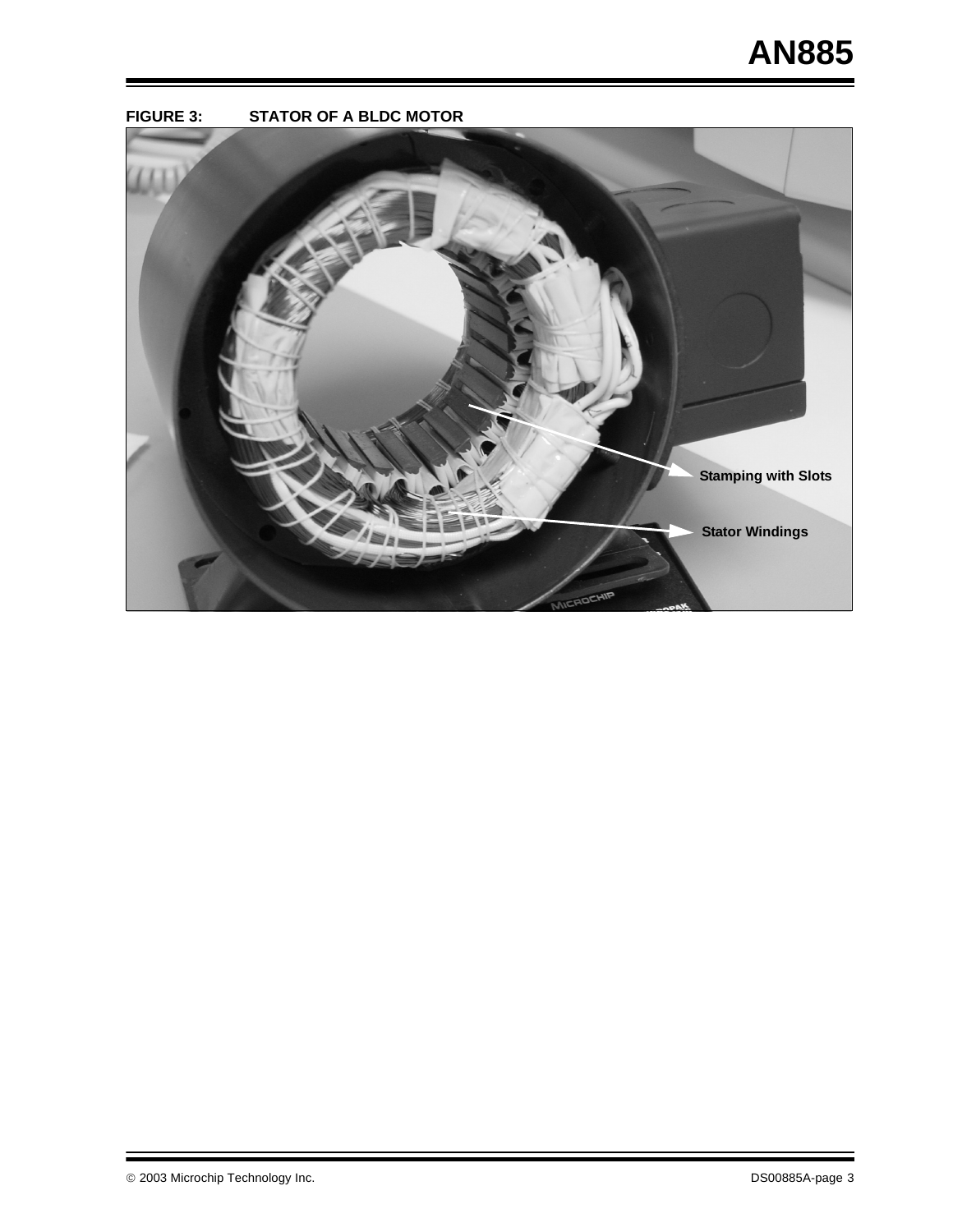**FIGURE 3: STATOR OF A BLDC MOTOR**

Stamping with Slots

Stator Windings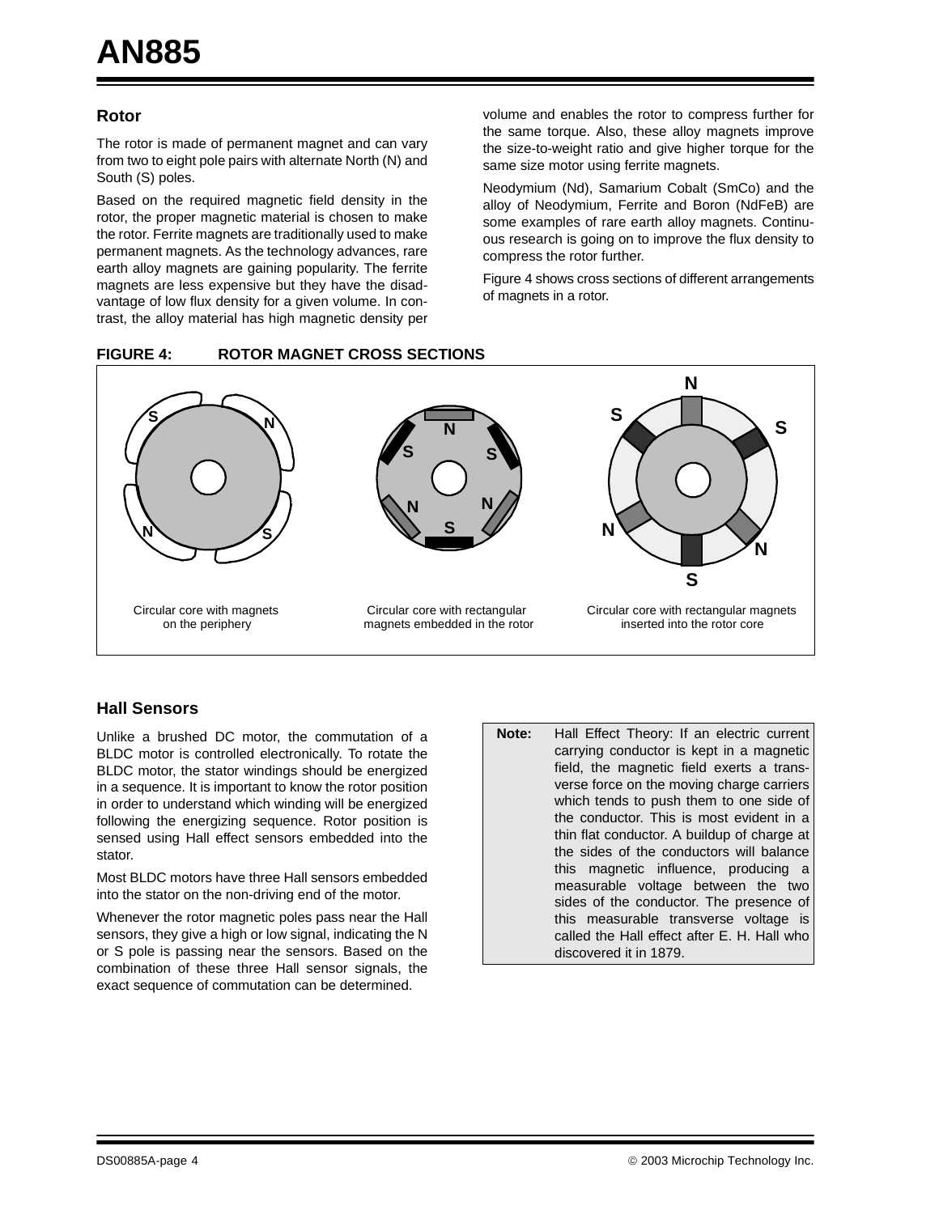### Rotor

The rotor is made of permanent magnet and can vary from two to eight pole pairs with alternate North (N) and South (S) poles.

Based on the required magnetic field density in the rotor, the proper magnetic material is chosen to make the rotor. Ferrite magnets are traditionally used to make permanent magnets. As the technology advances, rare earth alloy magnets are gaining popularity. The ferrite magnets are less expensive but they have the disadvantage of low flux density for a given volume. In contrast, the alloy material has high magnetic density per volume and enables the rotor to compress further for the same torque. Also, these alloy magnets improve the size-to-weight ratio and give higher torque for the same size motor using ferrite magnets.

Neodymium (Nd), Samarium Cobalt (SmCo) and the alloy of Neodymium, Ferrite and Boron (NdFeB) are some examples of rare earth alloy magnets. Continuous research is going on to improve the flux density to compress the rotor further.

Figure 4 shows cross sections of different arrangements of magnets in a rotor.

**FIGURE 4: ROTOR MAGNET CROSS SECTIONS**

Circular core with magnets on the periphery

Circular core with rectangular magnets embedded in the rotor

Circular core with rectangular magnets inserted into the rotor core

### Hall Sensors

Unlike a brushed DC motor, the commutation of a BLDC motor is controlled electronically. To rotate the BLDC motor, the stator windings should be energized in a sequence. It is important to know the rotor position in order to understand which winding will be energized following the energizing sequence. Rotor position is sensed using Hall effect sensors embedded into the stator.

Most BLDC motors have three Hall sensors embedded into the stator on the non-driving end of the motor.

Whenever the rotor magnetic poles pass near the Hall sensors, they give a high or low signal, indicating the N or S pole is passing near the sensors. Based on the combination of these three Hall sensor signals, the exact sequence of commutation can be determined.

> **Note:** Hall Effect Theory: If an electric current carrying conductor is kept in a magnetic field, the magnetic field exerts a transverse force on the moving charge carriers which tends to push them to one side of the conductor. This is most evident in a thin flat conductor. A buildup of charge at the sides of the conductors will balance this magnetic influence, producing a measurable voltage between the two sides of the conductor. The presence of this measurable transverse voltage is called the Hall effect after E. H. Hall who discovered it in 1879.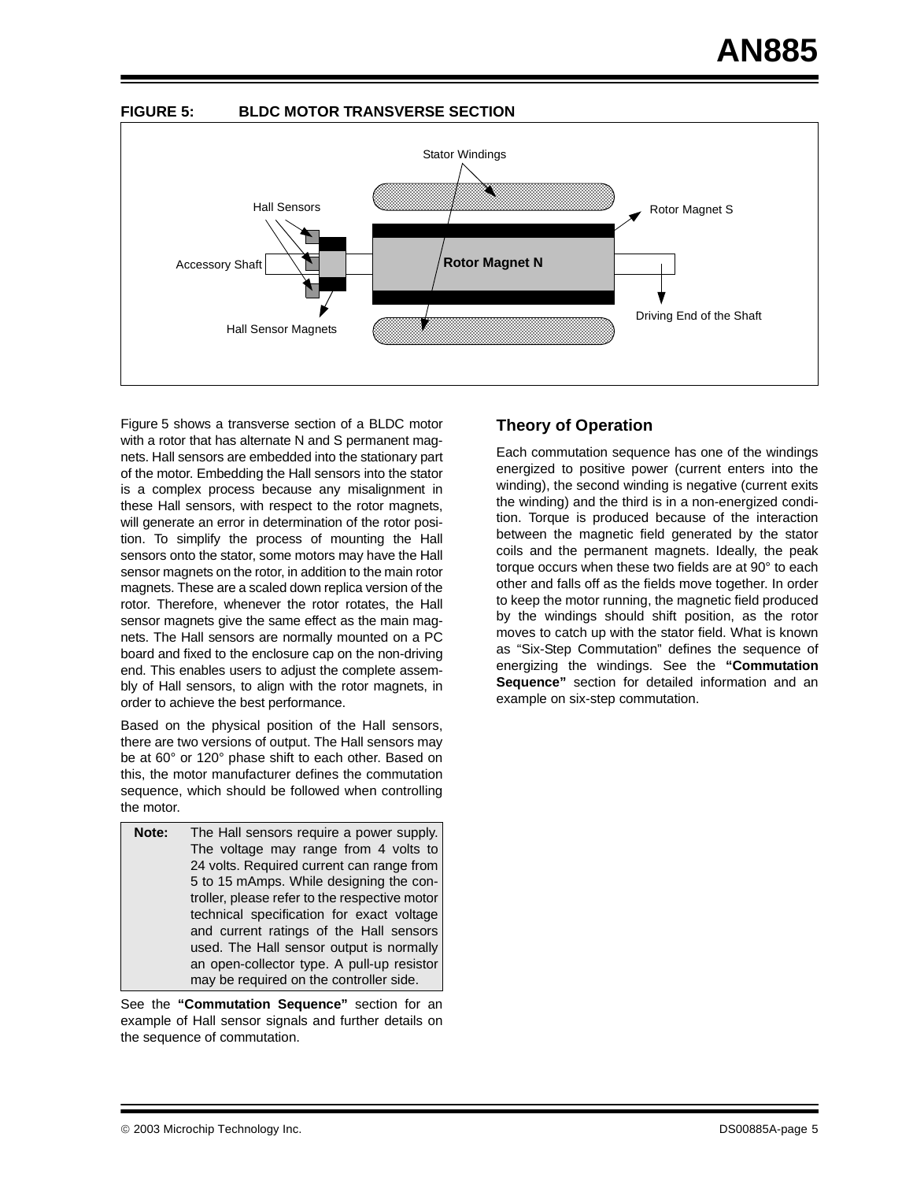**FIGURE 5: BLDC MOTOR TRANSVERSE SECTION**

Stator Windings

Hall Sensors

Rotor Magnet S

Accessory Shaft

Rotor Magnet N

Driving End of the Shaft

Hall Sensor Magnets

Figure 5 shows a transverse section of a BLDC motor with a rotor that has alternate N and S permanent magnets. Hall sensors are embedded into the stationary part of the motor. Embedding the Hall sensors into the stator is a complex process because any misalignment in these Hall sensors, with respect to the rotor magnets, will generate an error in determination of the rotor position. To simplify the process of mounting the Hall sensors onto the stator, some motors may have the Hall sensor magnets on the rotor, in addition to the main rotor magnets. These are a scaled down replica version of the rotor. Therefore, whenever the rotor rotates, the Hall sensor magnets give the same effect as the main magnets. The Hall sensors are normally mounted on a PC board and fixed to the enclosure cap on the non-driving end. This enables users to adjust the complete assembly of Hall sensors, to align with the rotor magnets, in order to achieve the best performance.

Based on the physical position of the Hall sensors, there are two versions of output. The Hall sensors may be at 60° or 120° phase shift to each other. Based on this, the motor manufacturer defines the commutation sequence, which should be followed when controlling the motor.

| **Note:** | The Hall sensors require a power supply. The voltage may range from 4 volts to 24 volts. Required current can range from 5 to 15 mAmps. While designing the controller, please refer to the respective motor technical specification for exact voltage and current ratings of the Hall sensors used. The Hall sensor output is normally an open-collector type. A pull-up resistor may be required on the controller side. |
|---|---|

See the **"Commutation Sequence"** section for an example of Hall sensor signals and further details on the sequence of commutation.

## Theory of Operation

Each commutation sequence has one of the windings energized to positive power (current enters into the winding), the second winding is negative (current exits the winding) and the third is in a non-energized condition. Torque is produced because of the interaction between the magnetic field generated by the stator coils and the permanent magnets. Ideally, the peak torque occurs when these two fields are at 90° to each other and falls off as the fields move together. In order to keep the motor running, the magnetic field produced by the windings should shift position, as the rotor moves to catch up with the stator field. What is known as "Six-Step Commutation" defines the sequence of energizing the windings. See the **"Commutation Sequence"** section for detailed information and an example on six-step commutation.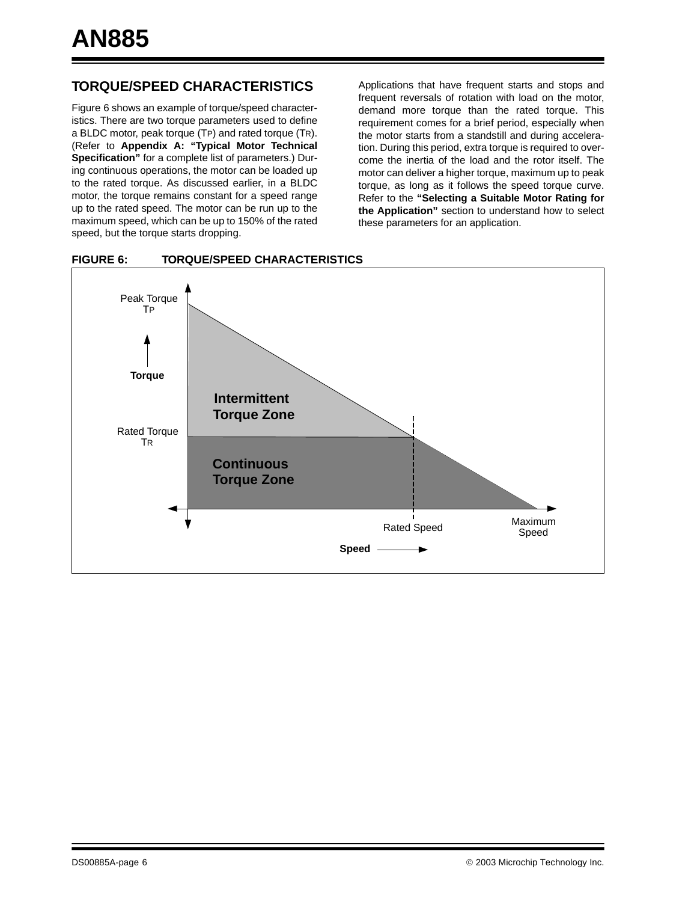## TORQUE/SPEED CHARACTERISTICS

Figure 6 shows an example of torque/speed characteristics. There are two torque parameters used to define a BLDC motor, peak torque ($T_P$) and rated torque ($T_R$). (Refer to **Appendix A: "Typical Motor Technical Specification"** for a complete list of parameters.) During continuous operations, the motor can be loaded up to the rated torque. As discussed earlier, in a BLDC motor, the torque remains constant for a speed range up to the rated speed. The motor can be run up to the maximum speed, which can be up to 150% of the rated speed, but the torque starts dropping.

Applications that have frequent starts and stops and frequent reversals of rotation with load on the motor, demand more torque than the rated torque. This requirement comes for a brief period, especially when the motor starts from a standstill and during acceleration. During this period, extra torque is required to overcome the inertia of the load and the rotor itself. The motor can deliver a higher torque, maximum up to peak torque, as long as it follows the speed torque curve. Refer to the **"Selecting a Suitable Motor Rating for the Application"** section to understand how to select these parameters for an application.

**FIGURE 6: TORQUE/SPEED CHARACTERISTICS**

Peak Torque $T_P$

Torque

Intermittent Torque Zone

Rated Torque $T_R$

Continuous Torque Zone

Rated Speed

Maximum Speed

Speed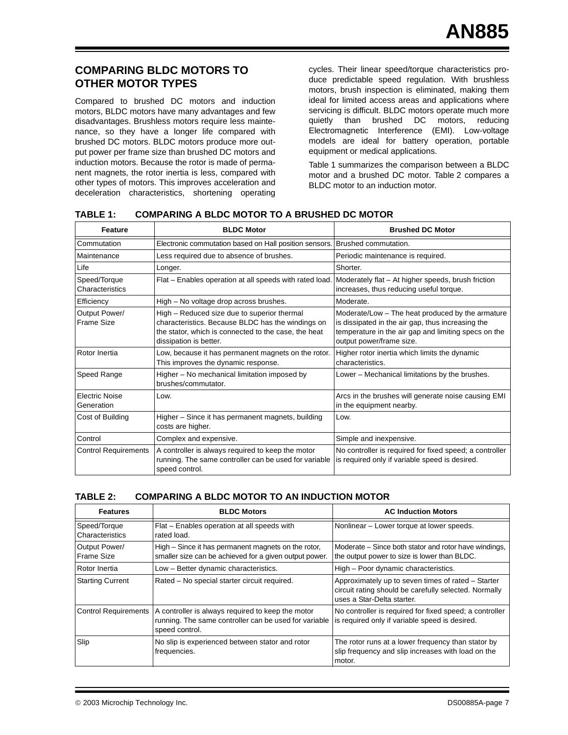## COMPARING BLDC MOTORS TO OTHER MOTOR TYPES

Compared to brushed DC motors and induction motors, BLDC motors have many advantages and few disadvantages. Brushless motors require less maintenance, so they have a longer life compared with brushed DC motors. BLDC motors produce more output power per frame size than brushed DC motors and induction motors. Because the rotor is made of permanent magnets, the rotor inertia is less, compared with other types of motors. This improves acceleration and deceleration characteristics, shortening operating cycles. Their linear speed/torque characteristics produce predictable speed regulation. With brushless motors, brush inspection is eliminated, making them ideal for limited access areas and applications where servicing is difficult. BLDC motors operate much more quietly than brushed DC motors, reducing Electromagnetic Interference (EMI). Low-voltage models are ideal for battery operation, portable equipment or medical applications.

Table 1 summarizes the comparison between a BLDC motor and a brushed DC motor. Table 2 compares a BLDC motor to an induction motor.

**TABLE 1: COMPARING A BLDC MOTOR TO A BRUSHED DC MOTOR**

| Feature | BLDC Motor | Brushed DC Motor |
|---|---|---|
| Commutation | Electronic commutation based on Hall position sensors. | Brushed commutation. |
| Maintenance | Less required due to absence of brushes. | Periodic maintenance is required. |
| Life | Longer. | Shorter. |
| Speed/Torque Characteristics | Flat – Enables operation at all speeds with rated load. | Moderately flat – At higher speeds, brush friction increases, thus reducing useful torque. |
| Efficiency | High – No voltage drop across brushes. | Moderate. |
| Output Power/ Frame Size | High – Reduced size due to superior thermal characteristics. Because BLDC has the windings on the stator, which is connected to the case, the heat dissipation is better. | Moderate/Low – The heat produced by the armature is dissipated in the air gap, thus increasing the temperature in the air gap and limiting specs on the output power/frame size. |
| Rotor Inertia | Low, because it has permanent magnets on the rotor. This improves the dynamic response. | Higher rotor inertia which limits the dynamic characteristics. |
| Speed Range | Higher – No mechanical limitation imposed by brushes/commutator. | Lower – Mechanical limitations by the brushes. |
| Electric Noise Generation | Low. | Arcs in the brushes will generate noise causing EMI in the equipment nearby. |
| Cost of Building | Higher – Since it has permanent magnets, building costs are higher. | Low. |
| Control | Complex and expensive. | Simple and inexpensive. |
| Control Requirements | A controller is always required to keep the motor running. The same controller can be used for variable speed control. | No controller is required for fixed speed; a controller is required only if variable speed is desired. |

**TABLE 2: COMPARING A BLDC MOTOR TO AN INDUCTION MOTOR**

| Features | BLDC Motors | AC Induction Motors |
|---|---|---|
| Speed/Torque Characteristics | Flat – Enables operation at all speeds with rated load. | Nonlinear – Lower torque at lower speeds. |
| Output Power/ Frame Size | High – Since it has permanent magnets on the rotor, smaller size can be achieved for a given output power. | Moderate – Since both stator and rotor have windings, the output power to size is lower than BLDC. |
| Rotor Inertia | Low – Better dynamic characteristics. | High – Poor dynamic characteristics. |
| Starting Current | Rated – No special starter circuit required. | Approximately up to seven times of rated – Starter circuit rating should be carefully selected. Normally uses a Star-Delta starter. |
| Control Requirements | A controller is always required to keep the motor running. The same controller can be used for variable speed control. | No controller is required for fixed speed; a controller is required only if variable speed is desired. |
| Slip | No slip is experienced between stator and rotor frequencies. | The rotor runs at a lower frequency than stator by slip frequency and slip increases with load on the motor. |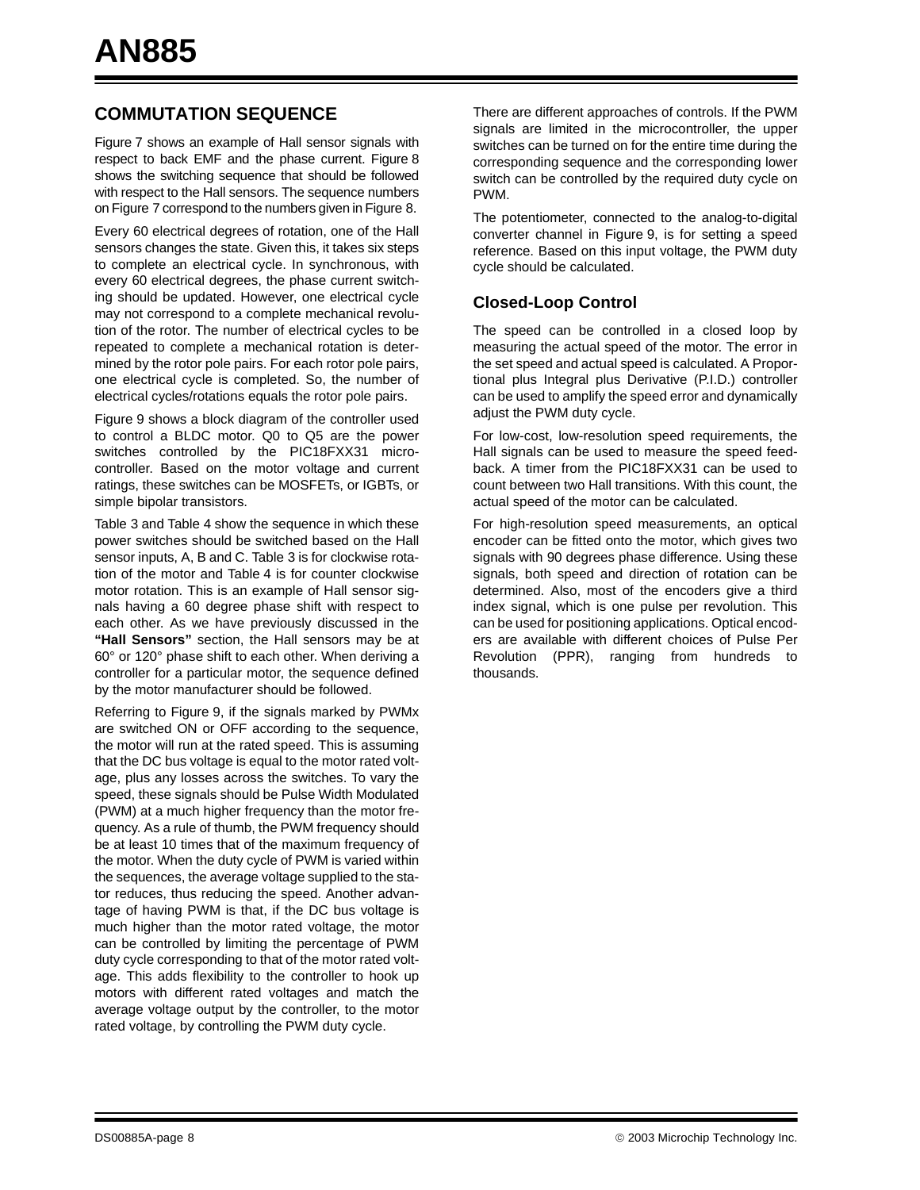## COMMUTATION SEQUENCE

Figure 7 shows an example of Hall sensor signals with respect to back EMF and the phase current. Figure 8 shows the switching sequence that should be followed with respect to the Hall sensors. The sequence numbers on Figure 7 correspond to the numbers given in Figure 8.

Every 60 electrical degrees of rotation, one of the Hall sensors changes the state. Given this, it takes six steps to complete an electrical cycle. In synchronous, with every 60 electrical degrees, the phase current switching should be updated. However, one electrical cycle may not correspond to a complete mechanical revolution of the rotor. The number of electrical cycles to be repeated to complete a mechanical rotation is determined by the rotor pole pairs. For each rotor pole pairs, one electrical cycle is completed. So, the number of electrical cycles/rotations equals the rotor pole pairs.

Figure 9 shows a block diagram of the controller used to control a BLDC motor. Q0 to Q5 are the power switches controlled by the PIC18FXX31 microcontroller. Based on the motor voltage and current ratings, these switches can be MOSFETs, or IGBTs, or simple bipolar transistors.

Table 3 and Table 4 show the sequence in which these power switches should be switched based on the Hall sensor inputs, A, B and C. Table 3 is for clockwise rotation of the motor and Table 4 is for counter clockwise motor rotation. This is an example of Hall sensor signals having a 60 degree phase shift with respect to each other. As we have previously discussed in the **"Hall Sensors"** section, the Hall sensors may be at 60° or 120° phase shift to each other. When deriving a controller for a particular motor, the sequence defined by the motor manufacturer should be followed.

Referring to Figure 9, if the signals marked by PWMx are switched ON or OFF according to the sequence, the motor will run at the rated speed. This is assuming that the DC bus voltage is equal to the motor rated voltage, plus any losses across the switches. To vary the speed, these signals should be Pulse Width Modulated (PWM) at a much higher frequency than the motor frequency. As a rule of thumb, the PWM frequency should be at least 10 times that of the maximum frequency of the motor. When the duty cycle of PWM is varied within the sequences, the average voltage supplied to the stator reduces, thus reducing the speed. Another advantage of having PWM is that, if the DC bus voltage is much higher than the motor rated voltage, the motor can be controlled by limiting the percentage of PWM duty cycle corresponding to that of the motor rated voltage. This adds flexibility to the controller to hook up motors with different rated voltages and match the average voltage output by the controller, to the motor rated voltage, by controlling the PWM duty cycle.

There are different approaches of controls. If the PWM signals are limited in the microcontroller, the upper switches can be turned on for the entire time during the corresponding sequence and the corresponding lower switch can be controlled by the required duty cycle on PWM.

The potentiometer, connected to the analog-to-digital converter channel in Figure 9, is for setting a speed reference. Based on this input voltage, the PWM duty cycle should be calculated.

### Closed-Loop Control

The speed can be controlled in a closed loop by measuring the actual speed of the motor. The error in the set speed and actual speed is calculated. A Proportional plus Integral plus Derivative (P.I.D.) controller can be used to amplify the speed error and dynamically adjust the PWM duty cycle.

For low-cost, low-resolution speed requirements, the Hall signals can be used to measure the speed feedback. A timer from the PIC18FXX31 can be used to count between two Hall transitions. With this count, the actual speed of the motor can be calculated.

For high-resolution speed measurements, an optical encoder can be fitted onto the motor, which gives two signals with 90 degrees phase difference. Using these signals, both speed and direction of rotation can be determined. Also, most of the encoders give a third index signal, which is one pulse per revolution. This can be used for positioning applications. Optical encoders are available with different choices of Pulse Per Revolution (PPR), ranging from hundreds to thousands.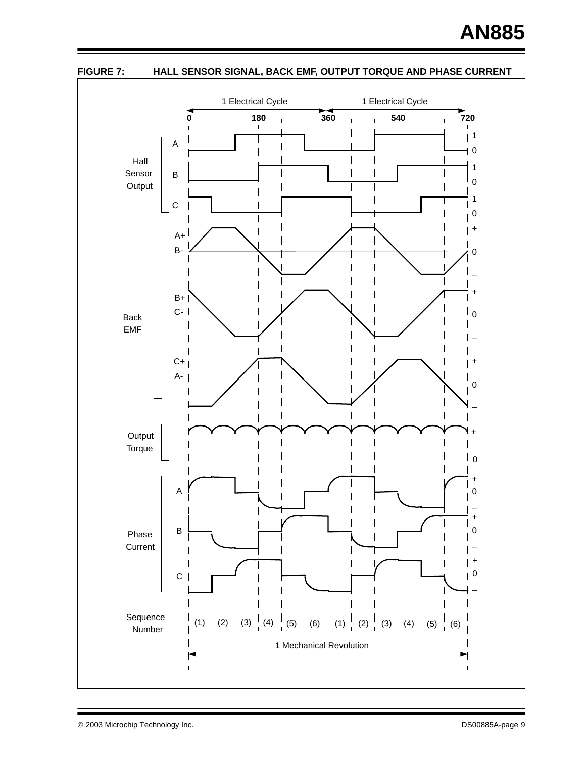**FIGURE 7: HALL SENSOR SIGNAL, BACK EMF, OUTPUT TORQUE AND PHASE CURRENT**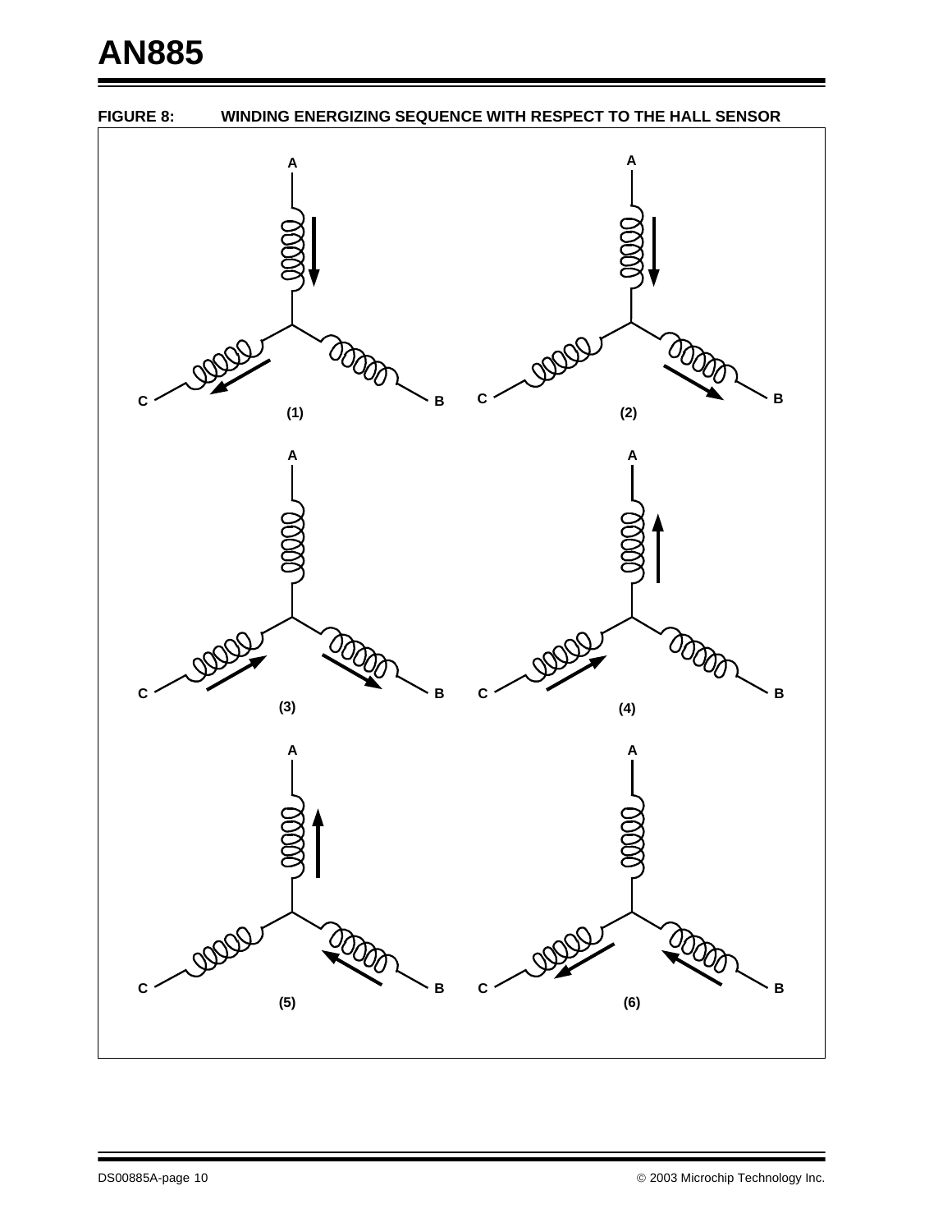**FIGURE 8: WINDING ENERGIZING SEQUENCE WITH RESPECT TO THE HALL SENSOR**

A

C B

(1)

A

C B

(2)

A

C B

(3)

A

C B

(4)

A

C B

(5)

A

C B

(6)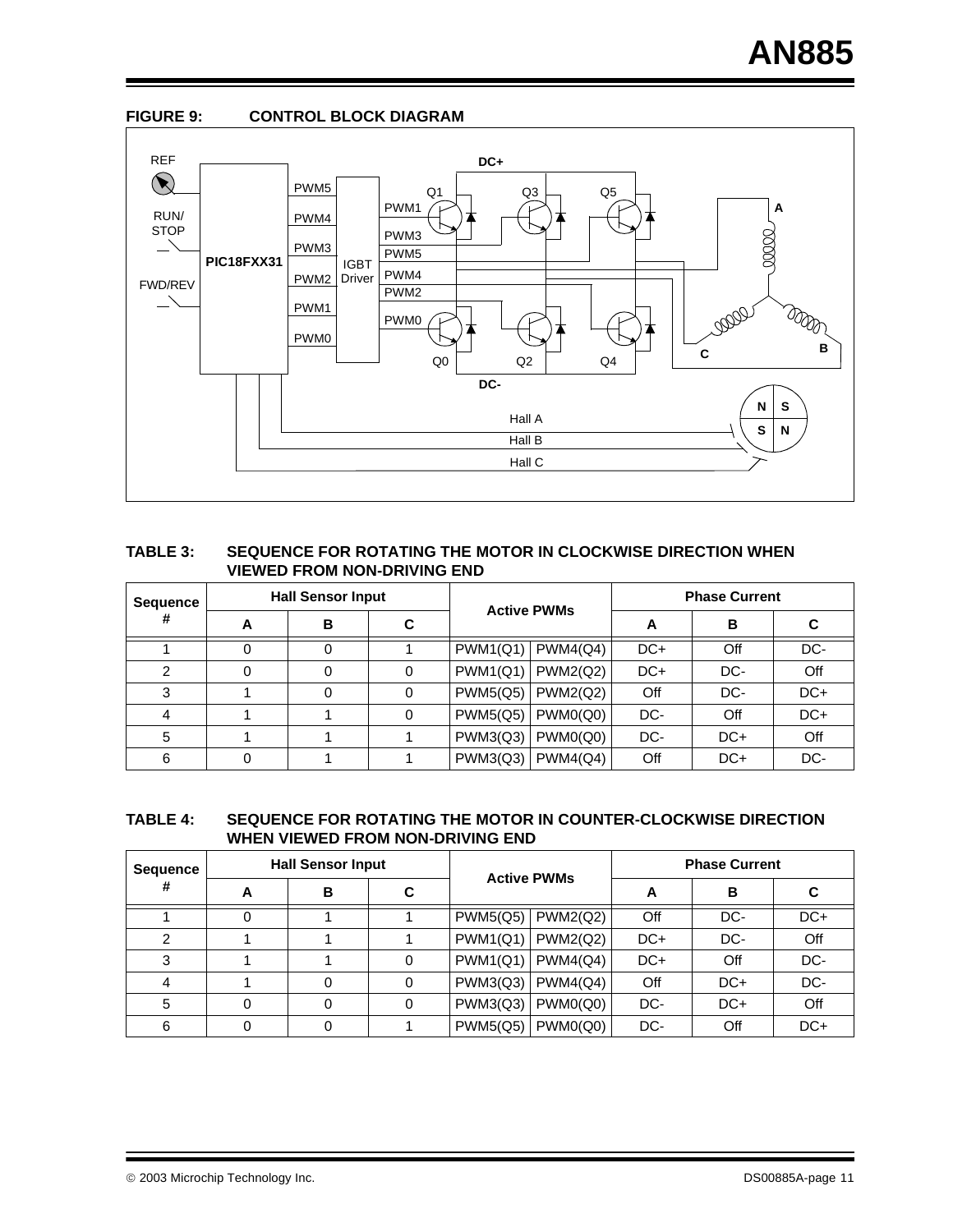**FIGURE 9: CONTROL BLOCK DIAGRAM**

**TABLE 3: SEQUENCE FOR ROTATING THE MOTOR IN CLOCKWISE DIRECTION WHEN VIEWED FROM NON-DRIVING END**

| Sequence # | Hall Sensor Input | | | Active PWMs | | Phase Current | | |
|---|---|---|---|---|---|---|---|---|
| | A | B | C | | | A | B | C |
| 1 | 0 | 0 | 1 | PWM1(Q1) | PWM4(Q4) | DC+ | Off | DC- |
| 2 | 0 | 0 | 0 | PWM1(Q1) | PWM2(Q2) | DC+ | DC- | Off |
| 3 | 1 | 0 | 0 | PWM5(Q5) | PWM2(Q2) | Off | DC- | DC+ |
| 4 | 1 | 1 | 0 | PWM5(Q5) | PWM0(Q0) | DC- | Off | DC+ |
| 5 | 1 | 1 | 1 | PWM3(Q3) | PWM0(Q0) | DC- | DC+ | Off |
| 6 | 0 | 1 | 1 | PWM3(Q3) | PWM4(Q4) | Off | DC+ | DC- |

**TABLE 4: SEQUENCE FOR ROTATING THE MOTOR IN COUNTER-CLOCKWISE DIRECTION WHEN VIEWED FROM NON-DRIVING END**

| Sequence # | Hall Sensor Input | | | Active PWMs | | Phase Current | | |
|---|---|---|---|---|---|---|---|---|
| | A | B | C | | | A | B | C |
| 1 | 0 | 1 | 1 | PWM5(Q5) | PWM2(Q2) | Off | DC- | DC+ |
| 2 | 1 | 1 | 1 | PWM1(Q1) | PWM2(Q2) | DC+ | DC- | Off |
| 3 | 1 | 1 | 0 | PWM1(Q1) | PWM4(Q4) | DC+ | Off | DC- |
| 4 | 1 | 0 | 0 | PWM3(Q3) | PWM4(Q4) | Off | DC+ | DC- |
| 5 | 0 | 0 | 0 | PWM3(Q3) | PWM0(Q0) | DC- | DC+ | Off |
| 6 | 0 | 0 | 1 | PWM5(Q5) | PWM0(Q0) | DC- | Off | DC+ |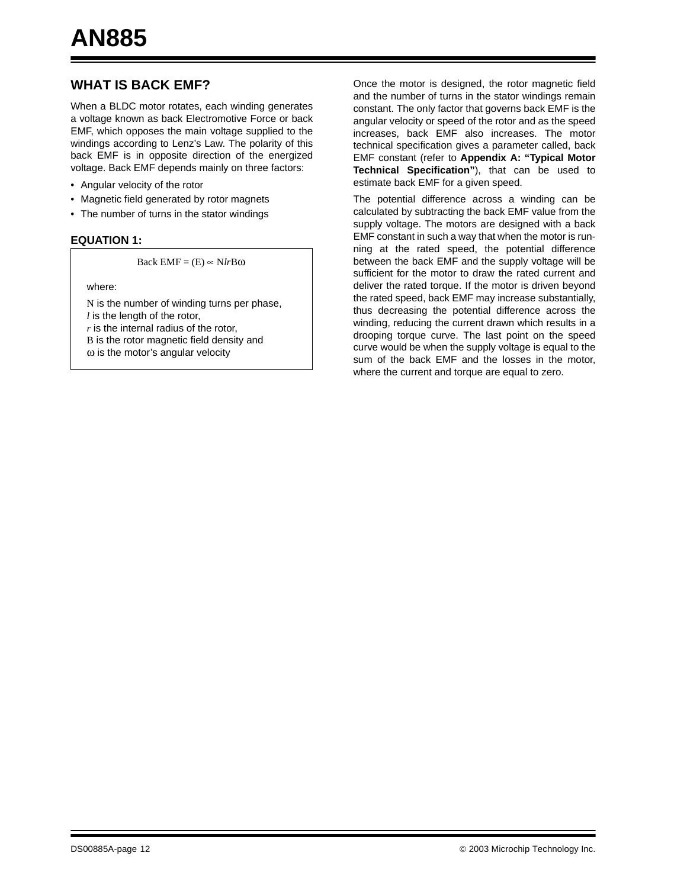## WHAT IS BACK EMF?

When a BLDC motor rotates, each winding generates a voltage known as back Electromotive Force or back EMF, which opposes the main voltage supplied to the windings according to Lenz's Law. The polarity of this back EMF is in opposite direction of the energized voltage. Back EMF depends mainly on three factors:

- Angular velocity of the rotor
- Magnetic field generated by rotor magnets
- The number of turns in the stator windings

### EQUATION 1:

$$\text{Back EMF} = (E) \propto N l r B \omega$$

where:

$N$ is the number of winding turns per phase,
$l$ is the length of the rotor,
$r$ is the internal radius of the rotor,
$B$ is the rotor magnetic field density and
$\omega$ is the motor's angular velocity

Once the motor is designed, the rotor magnetic field and the number of turns in the stator windings remain constant. The only factor that governs back EMF is the angular velocity or speed of the rotor and as the speed increases, back EMF also increases. The motor technical specification gives a parameter called, back EMF constant (refer to **Appendix A: "Typical Motor Technical Specification"**), that can be used to estimate back EMF for a given speed.

The potential difference across a winding can be calculated by subtracting the back EMF value from the supply voltage. The motors are designed with a back EMF constant in such a way that when the motor is running at the rated speed, the potential difference between the back EMF and the supply voltage will be sufficient for the motor to draw the rated current and deliver the rated torque. If the motor is driven beyond the rated speed, back EMF may increase substantially, thus decreasing the potential difference across the winding, reducing the current drawn which results in a drooping torque curve. The last point on the speed curve would be when the supply voltage is equal to the sum of the back EMF and the losses in the motor, where the current and torque are equal to zero.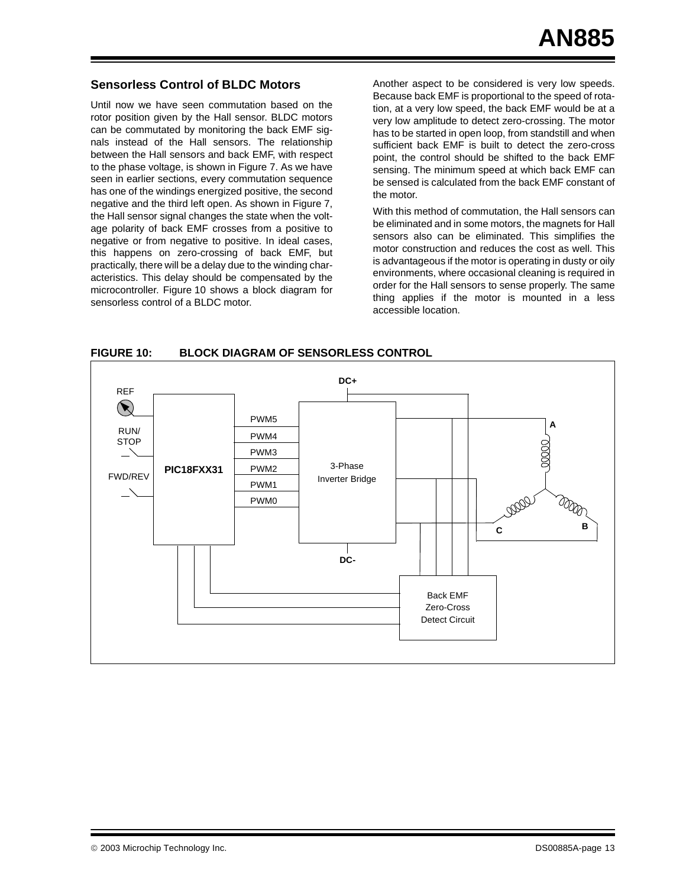## Sensorless Control of BLDC Motors

Until now we have seen commutation based on the rotor position given by the Hall sensor. BLDC motors can be commutated by monitoring the back EMF signals instead of the Hall sensors. The relationship between the Hall sensors and back EMF, with respect to the phase voltage, is shown in Figure 7. As we have seen in earlier sections, every commutation sequence has one of the windings energized positive, the second negative and the third left open. As shown in Figure 7, the Hall sensor signal changes the state when the voltage polarity of back EMF crosses from a positive to negative or from negative to positive. In ideal cases, this happens on zero-crossing of back EMF, but practically, there will be a delay due to the winding characteristics. This delay should be compensated by the microcontroller. Figure 10 shows a block diagram for sensorless control of a BLDC motor.

Another aspect to be considered is very low speeds. Because back EMF is proportional to the speed of rotation, at a very low speed, the back EMF would be at a very low amplitude to detect zero-crossing. The motor has to be started in open loop, from standstill and when sufficient back EMF is built to detect the zero-cross point, the control should be shifted to the back EMF sensing. The minimum speed at which back EMF can be sensed is calculated from the back EMF constant of the motor.

With this method of commutation, the Hall sensors can be eliminated and in some motors, the magnets for Hall sensors also can be eliminated. This simplifies the motor construction and reduces the cost as well. This is advantageous if the motor is operating in dusty or oily environments, where occasional cleaning is required in order for the Hall sensors to sense properly. The same thing applies if the motor is mounted in a less accessible location.

**FIGURE 10: BLOCK DIAGRAM OF SENSORLESS CONTROL**

REF, RUN/STOP, FWD/REV, PIC18FXX31, PWM5, PWM4, PWM3, PWM2, PWM1, PWM0, DC+, DC-, 3-Phase Inverter Bridge, A, B, C, Back EMF Zero-Cross Detect Circuit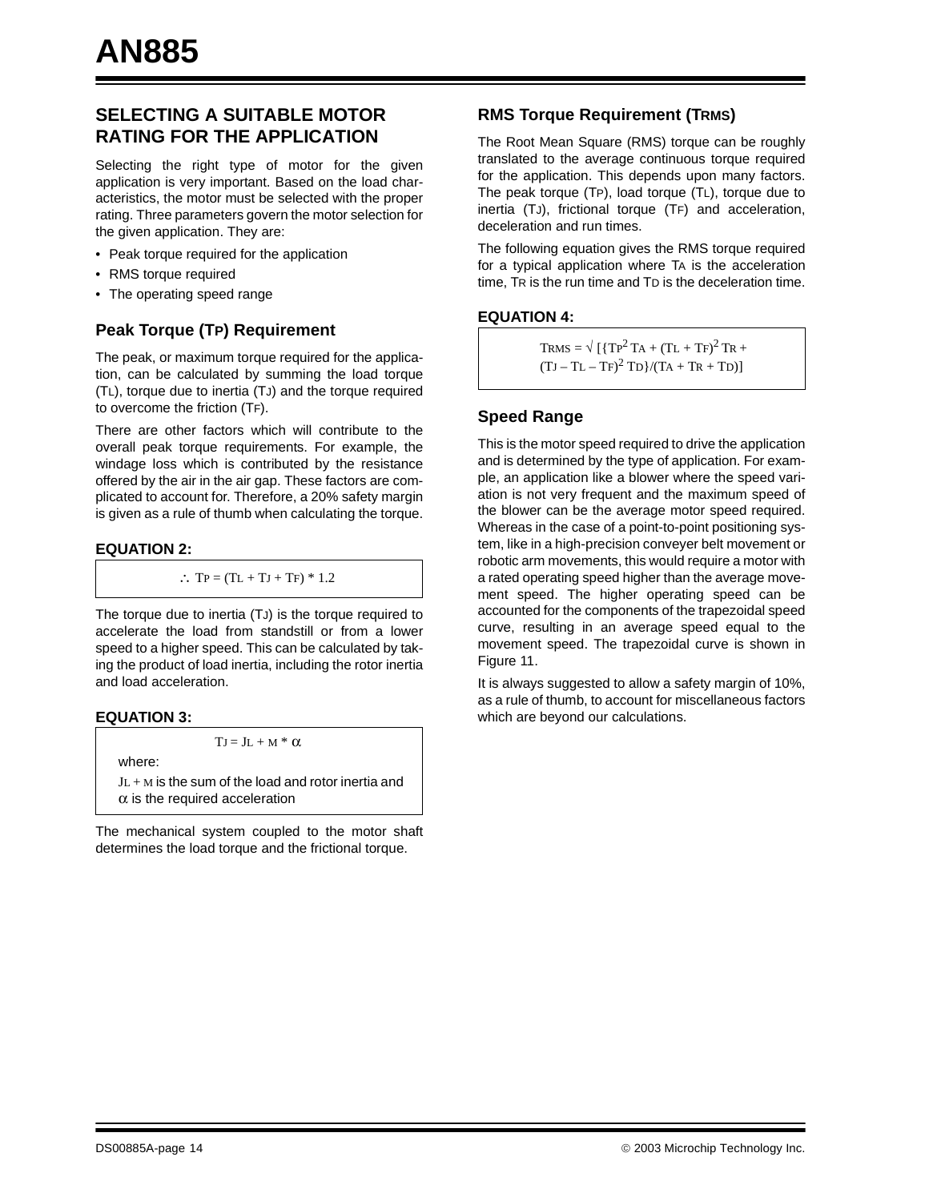## SELECTING A SUITABLE MOTOR RATING FOR THE APPLICATION

Selecting the right type of motor for the given application is very important. Based on the load characteristics, the motor must be selected with the proper rating. Three parameters govern the motor selection for the given application. They are:

- Peak torque required for the application
- RMS torque required
- The operating speed range

### Peak Torque ($T_P$) Requirement

The peak, or maximum torque required for the application, can be calculated by summing the load torque ($T_L$), torque due to inertia ($T_J$) and the torque required to overcome the friction ($T_F$).

There are other factors which will contribute to the overall peak torque requirements. For example, the windage loss which is contributed by the resistance offered by the air in the air gap. These factors are complicated to account for. Therefore, a 20% safety margin is given as a rule of thumb when calculating the torque.

**EQUATION 2:**

$$\therefore\ T_P = (T_L + T_J + T_F) * 1.2$$

The torque due to inertia ($T_J$) is the torque required to accelerate the load from standstill or from a lower speed to a higher speed. This can be calculated by taking the product of load inertia, including the rotor inertia and load acceleration.

**EQUATION 3:**

$$T_J = J_{L+M} * \alpha$$

where:

$J_{L+M}$ is the sum of the load and rotor inertia and $\alpha$ is the required acceleration

The mechanical system coupled to the motor shaft determines the load torque and the frictional torque.

### RMS Torque Requirement ($T_{RMS}$)

The Root Mean Square (RMS) torque can be roughly translated to the average continuous torque required for the application. This depends upon many factors. The peak torque ($T_P$), load torque ($T_L$), torque due to inertia ($T_J$), frictional torque ($T_F$) and acceleration, deceleration and run times.

The following equation gives the RMS torque required for a typical application where $T_A$ is the acceleration time, $T_R$ is the run time and $T_D$ is the deceleration time.

**EQUATION 4:**

$$T_{RMS} = \sqrt{[\{T_P^2 T_A + (T_L + T_F)^2 T_R + (T_J - T_L - T_F)^2 T_D\}/(T_A + T_R + T_D)]}$$

### Speed Range

This is the motor speed required to drive the application and is determined by the type of application. For example, an application like a blower where the speed variation is not very frequent and the maximum speed of the blower can be the average motor speed required. Whereas in the case of a point-to-point positioning system, like in a high-precision conveyer belt movement or robotic arm movements, this would require a motor with a rated operating speed higher than the average movement speed. The higher operating speed can be accounted for the components of the trapezoidal speed curve, resulting in an average speed equal to the movement speed. The trapezoidal curve is shown in Figure 11.

It is always suggested to allow a safety margin of 10%, as a rule of thumb, to account for miscellaneous factors which are beyond our calculations.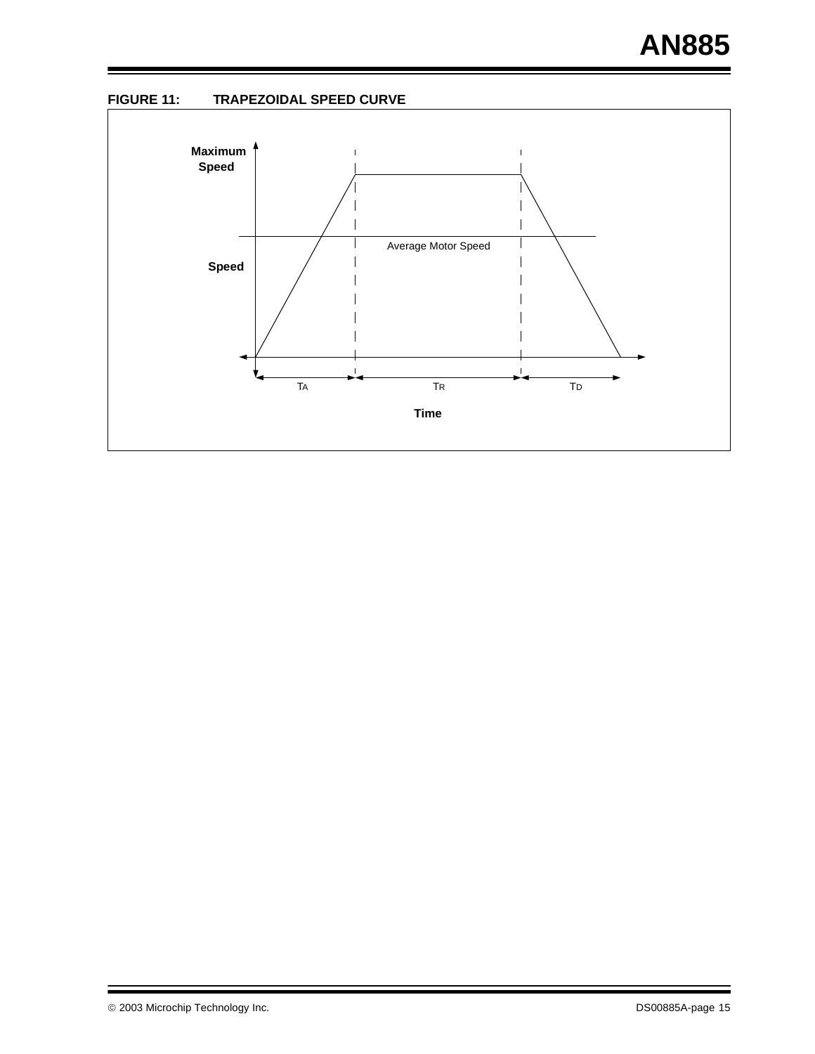**FIGURE 11: TRAPEZOIDAL SPEED CURVE**

Maximum Speed

Average Motor Speed

Speed

$T_A$ $T_R$ $T_D$

Time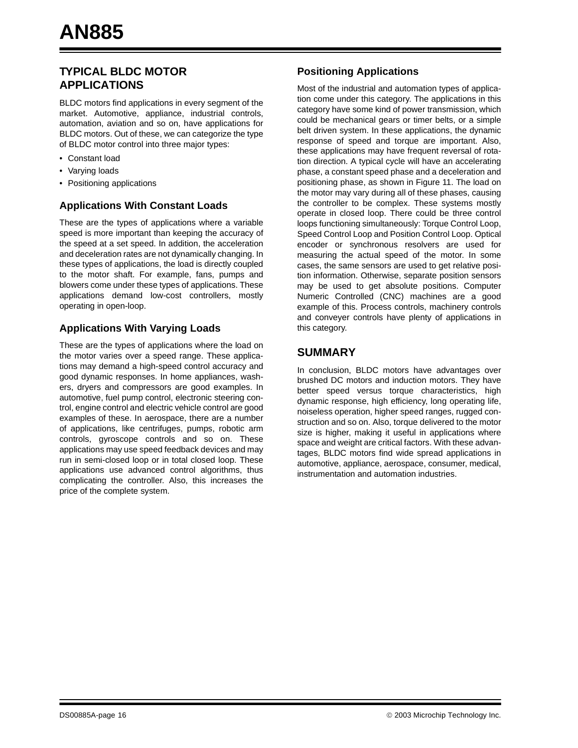## TYPICAL BLDC MOTOR APPLICATIONS

BLDC motors find applications in every segment of the market. Automotive, appliance, industrial controls, automation, aviation and so on, have applications for BLDC motors. Out of these, we can categorize the type of BLDC motor control into three major types:

- Constant load
- Varying loads
- Positioning applications

### Applications With Constant Loads

These are the types of applications where a variable speed is more important than keeping the accuracy of the speed at a set speed. In addition, the acceleration and deceleration rates are not dynamically changing. In these types of applications, the load is directly coupled to the motor shaft. For example, fans, pumps and blowers come under these types of applications. These applications demand low-cost controllers, mostly operating in open-loop.

### Applications With Varying Loads

These are the types of applications where the load on the motor varies over a speed range. These applications may demand a high-speed control accuracy and good dynamic responses. In home appliances, washers, dryers and compressors are good examples. In automotive, fuel pump control, electronic steering control, engine control and electric vehicle control are good examples of these. In aerospace, there are a number of applications, like centrifuges, pumps, robotic arm controls, gyroscope controls and so on. These applications may use speed feedback devices and may run in semi-closed loop or in total closed loop. These applications use advanced control algorithms, thus complicating the controller. Also, this increases the price of the complete system.

### Positioning Applications

Most of the industrial and automation types of application come under this category. The applications in this category have some kind of power transmission, which could be mechanical gears or timer belts, or a simple belt driven system. In these applications, the dynamic response of speed and torque are important. Also, these applications may have frequent reversal of rotation direction. A typical cycle will have an accelerating phase, a constant speed phase and a deceleration and positioning phase, as shown in Figure 11. The load on the motor may vary during all of these phases, causing the controller to be complex. These systems mostly operate in closed loop. There could be three control loops functioning simultaneously: Torque Control Loop, Speed Control Loop and Position Control Loop. Optical encoder or synchronous resolvers are used for measuring the actual speed of the motor. In some cases, the same sensors are used to get relative position information. Otherwise, separate position sensors may be used to get absolute positions. Computer Numeric Controlled (CNC) machines are a good example of this. Process controls, machinery controls and conveyer controls have plenty of applications in this category.

## SUMMARY

In conclusion, BLDC motors have advantages over brushed DC motors and induction motors. They have better speed versus torque characteristics, high dynamic response, high efficiency, long operating life, noiseless operation, higher speed ranges, rugged construction and so on. Also, torque delivered to the motor size is higher, making it useful in applications where space and weight are critical factors. With these advantages, BLDC motors find wide spread applications in automotive, appliance, aerospace, consumer, medical, instrumentation and automation industries.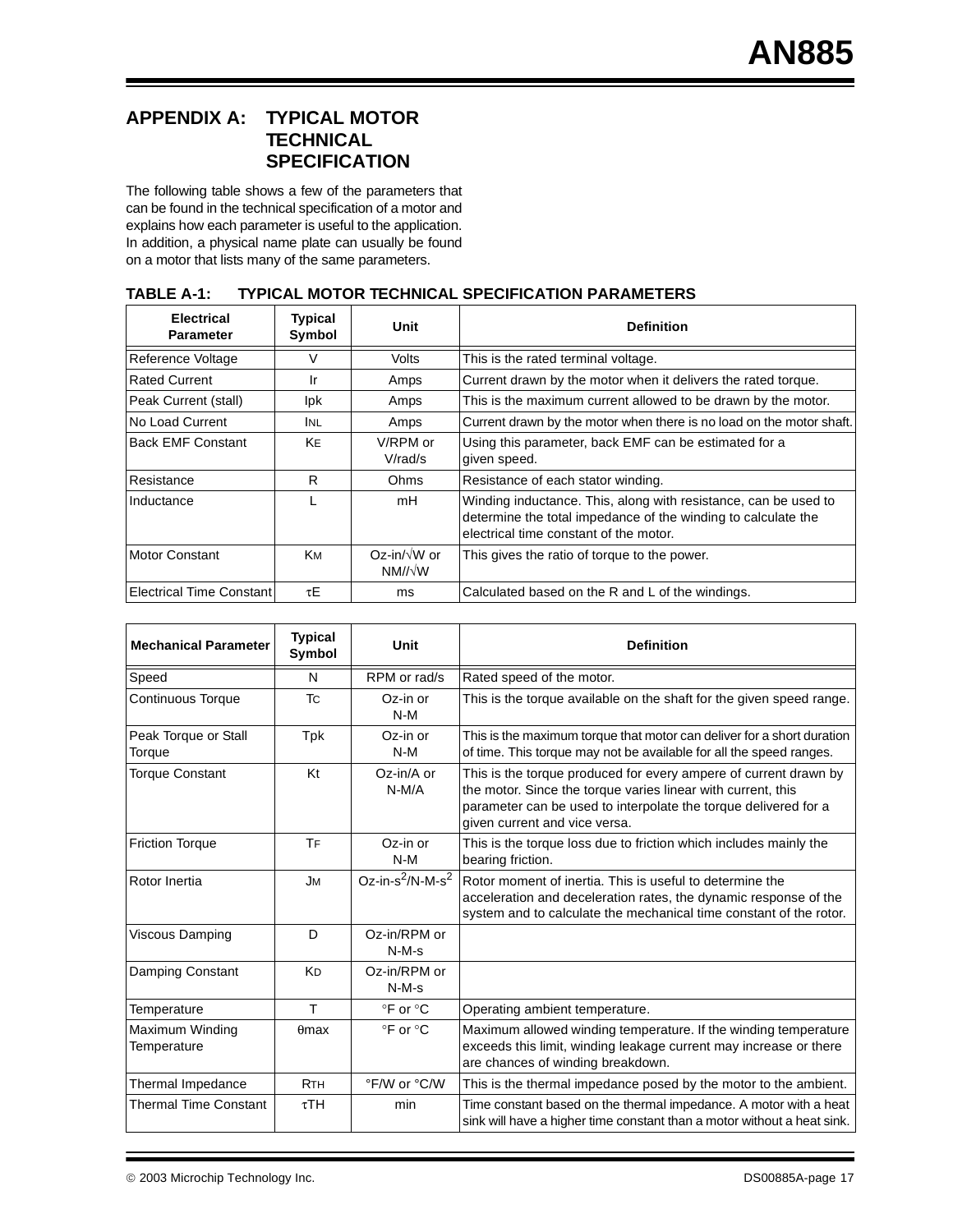## APPENDIX A: TYPICAL MOTOR TECHNICAL SPECIFICATION

The following table shows a few of the parameters that can be found in the technical specification of a motor and explains how each parameter is useful to the application. In addition, a physical name plate can usually be found on a motor that lists many of the same parameters.

**TABLE A-1: TYPICAL MOTOR TECHNICAL SPECIFICATION PARAMETERS**

| Electrical Parameter | Typical Symbol | Unit | Definition |
|---|---|---|---|
| Reference Voltage | V | Volts | This is the rated terminal voltage. |
| Rated Current | Ir | Amps | Current drawn by the motor when it delivers the rated torque. |
| Peak Current (stall) | Ipk | Amps | This is the maximum current allowed to be drawn by the motor. |
| No Load Current | $I_{NL}$ | Amps | Current drawn by the motor when there is no load on the motor shaft. |
| Back EMF Constant | $K_E$ | V/RPM or V/rad/s | Using this parameter, back EMF can be estimated for a given speed. |
| Resistance | R | Ohms | Resistance of each stator winding. |
| Inductance | L | mH | Winding inductance. This, along with resistance, can be used to determine the total impedance of the winding to calculate the electrical time constant of the motor. |
| Motor Constant | $K_M$ | Oz-in/√W or NM//√W | This gives the ratio of torque to the power. |
| Electrical Time Constant | $\tau E$ | ms | Calculated based on the R and L of the windings. |

| Mechanical Parameter | Typical Symbol | Unit | Definition |
|---|---|---|---|
| Speed | N | RPM or rad/s | Rated speed of the motor. |
| Continuous Torque | $T_C$ | Oz-in or N-M | This is the torque available on the shaft for the given speed range. |
| Peak Torque or Stall Torque | Tpk | Oz-in or N-M | This is the maximum torque that motor can deliver for a short duration of time. This torque may not be available for all the speed ranges. |
| Torque Constant | Kt | Oz-in/A or N-M/A | This is the torque produced for every ampere of current drawn by the motor. Since the torque varies linear with current, this parameter can be used to interpolate the torque delivered for a given current and vice versa. |
| Friction Torque | $T_F$ | Oz-in or N-M | This is the torque loss due to friction which includes mainly the bearing friction. |
| Rotor Inertia | $J_M$ | Oz-in-$s^2$/N-M-$s^2$ | Rotor moment of inertia. This is useful to determine the acceleration and deceleration rates, the dynamic response of the system and to calculate the mechanical time constant of the rotor. |
| Viscous Damping | D | Oz-in/RPM or N-M-s | |
| Damping Constant | $K_D$ | Oz-in/RPM or N-M-s | |
| Temperature | T | °F or °C | Operating ambient temperature. |
| Maximum Winding Temperature | $\theta max$ | °F or °C | Maximum allowed winding temperature. If the winding temperature exceeds this limit, winding leakage current may increase or there are chances of winding breakdown. |
| Thermal Impedance | $R_{TH}$ | °F/W or °C/W | This is the thermal impedance posed by the motor to the ambient. |
| Thermal Time Constant | $\tau TH$ | min | Time constant based on the thermal impedance. A motor with a heat sink will have a higher time constant than a motor without a heat sink. |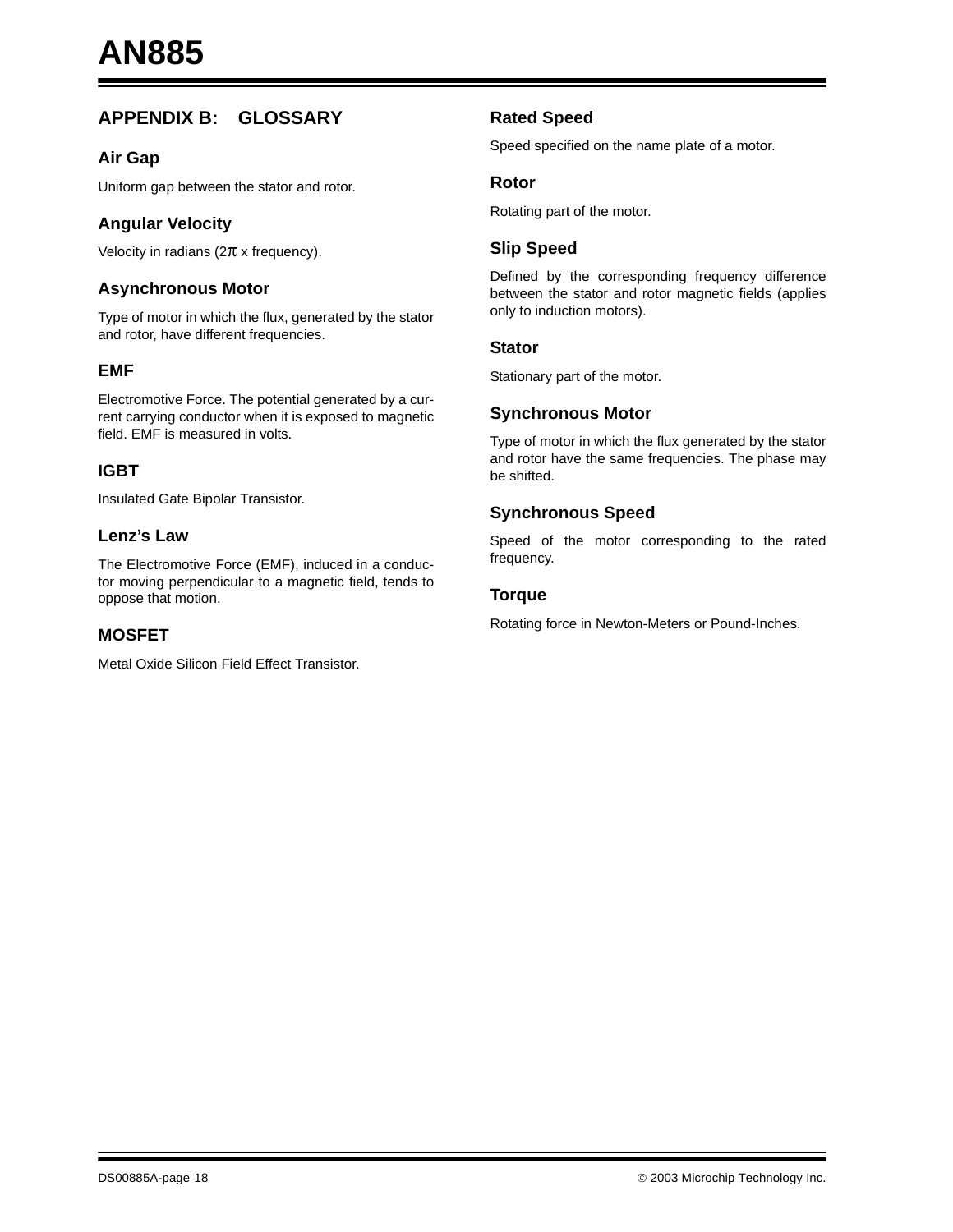## APPENDIX B: GLOSSARY

### Air Gap

Uniform gap between the stator and rotor.

### Angular Velocity

Velocity in radians ($2\pi$ x frequency).

### Asynchronous Motor

Type of motor in which the flux, generated by the stator and rotor, have different frequencies.

### EMF

Electromotive Force. The potential generated by a current carrying conductor when it is exposed to magnetic field. EMF is measured in volts.

### IGBT

Insulated Gate Bipolar Transistor.

### Lenz's Law

The Electromotive Force (EMF), induced in a conductor moving perpendicular to a magnetic field, tends to oppose that motion.

### MOSFET

Metal Oxide Silicon Field Effect Transistor.

### Rated Speed

Speed specified on the name plate of a motor.

### Rotor

Rotating part of the motor.

### Slip Speed

Defined by the corresponding frequency difference between the stator and rotor magnetic fields (applies only to induction motors).

### Stator

Stationary part of the motor.

### Synchronous Motor

Type of motor in which the flux generated by the stator and rotor have the same frequencies. The phase may be shifted.

### Synchronous Speed

Speed of the motor corresponding to the rated frequency.

### Torque

Rotating force in Newton-Meters or Pound-Inches.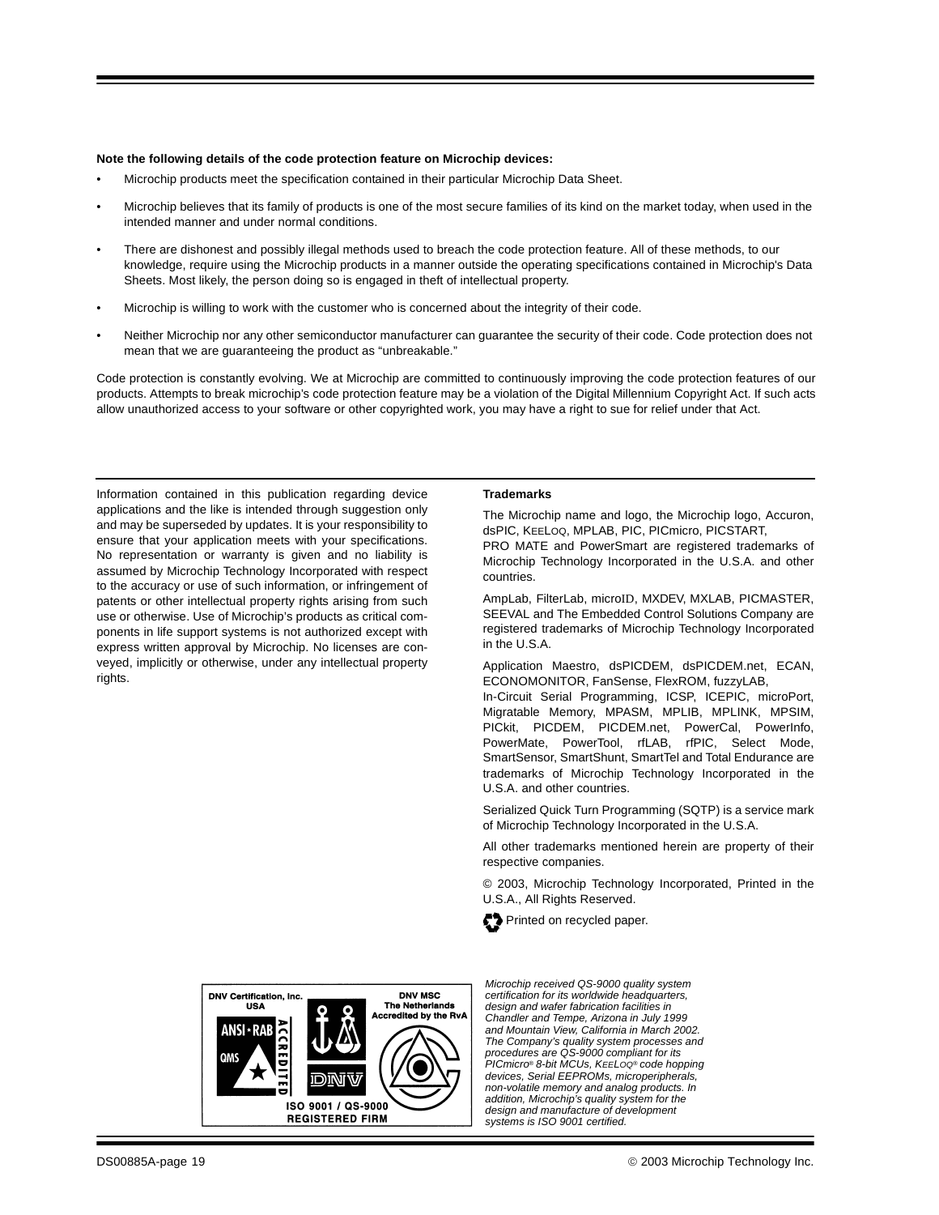**Note the following details of the code protection feature on Microchip devices:**

- Microchip products meet the specification contained in their particular Microchip Data Sheet.
- Microchip believes that its family of products is one of the most secure families of its kind on the market today, when used in the intended manner and under normal conditions.
- There are dishonest and possibly illegal methods used to breach the code protection feature. All of these methods, to our knowledge, require using the Microchip products in a manner outside the operating specifications contained in Microchip's Data Sheets. Most likely, the person doing so is engaged in theft of intellectual property.
- Microchip is willing to work with the customer who is concerned about the integrity of their code.
- Neither Microchip nor any other semiconductor manufacturer can guarantee the security of their code. Code protection does not mean that we are guaranteeing the product as "unbreakable."

Code protection is constantly evolving. We at Microchip are committed to continuously improving the code protection features of our products. Attempts to break microchip's code protection feature may be a violation of the Digital Millennium Copyright Act. If such acts allow unauthorized access to your software or other copyrighted work, you may have a right to sue for relief under that Act.

Information contained in this publication regarding device applications and the like is intended through suggestion only and may be superseded by updates. It is your responsibility to ensure that your application meets with your specifications. No representation or warranty is given and no liability is assumed by Microchip Technology Incorporated with respect to the accuracy or use of such information, or infringement of patents or other intellectual property rights arising from such use or otherwise. Use of Microchip's products as critical components in life support systems is not authorized except with express written approval by Microchip. No licenses are conveyed, implicitly or otherwise, under any intellectual property rights.

**Trademarks**

The Microchip name and logo, the Microchip logo, Accuron, dsPIC, KEELOQ, MPLAB, PIC, PICmicro, PICSTART, PRO MATE and PowerSmart are registered trademarks of Microchip Technology Incorporated in the U.S.A. and other countries.

AmpLab, FilterLab, microID, MXDEV, MXLAB, PICMASTER, SEEVAL and The Embedded Control Solutions Company are registered trademarks of Microchip Technology Incorporated in the U.S.A.

Application Maestro, dsPICDEM, dsPICDEM.net, ECAN, ECONOMONITOR, FanSense, FlexROM, fuzzyLAB, In-Circuit Serial Programming, ICSP, ICEPIC, microPort, Migratable Memory, MPASM, MPLIB, MPLINK, MPSIM, PICkit, PICDEM, PICDEM.net, PowerCal, PowerInfo, PowerMate, PowerTool, rfLAB, rfPIC, Select Mode, SmartSensor, SmartShunt, SmartTel and Total Endurance are trademarks of Microchip Technology Incorporated in the U.S.A. and other countries.

Serialized Quick Turn Programming (SQTP) is a service mark of Microchip Technology Incorporated in the U.S.A.

All other trademarks mentioned herein are property of their respective companies.

© 2003, Microchip Technology Incorporated, Printed in the U.S.A., All Rights Reserved.

Printed on recycled paper.

DNV Certification, Inc. USA

ANSI • RAB QMS ACCREDITED

DNV MSC The Netherlands Accredited by the RvA

DNV

ISO 9001 / QS-9000 REGISTERED FIRM

*Microchip received QS-9000 quality system certification for its worldwide headquarters, design and wafer fabrication facilities in Chandler and Tempe, Arizona in July 1999 and Mountain View, California in March 2002. The Company's quality system processes and procedures are QS-9000 compliant for its PICmicro® 8-bit MCUs, KEELOQ® code hopping devices, Serial EEPROMs, microperipherals, non-volatile memory and analog products. In addition, Microchip's quality system for the design and manufacture of development systems is ISO 9001 certified.*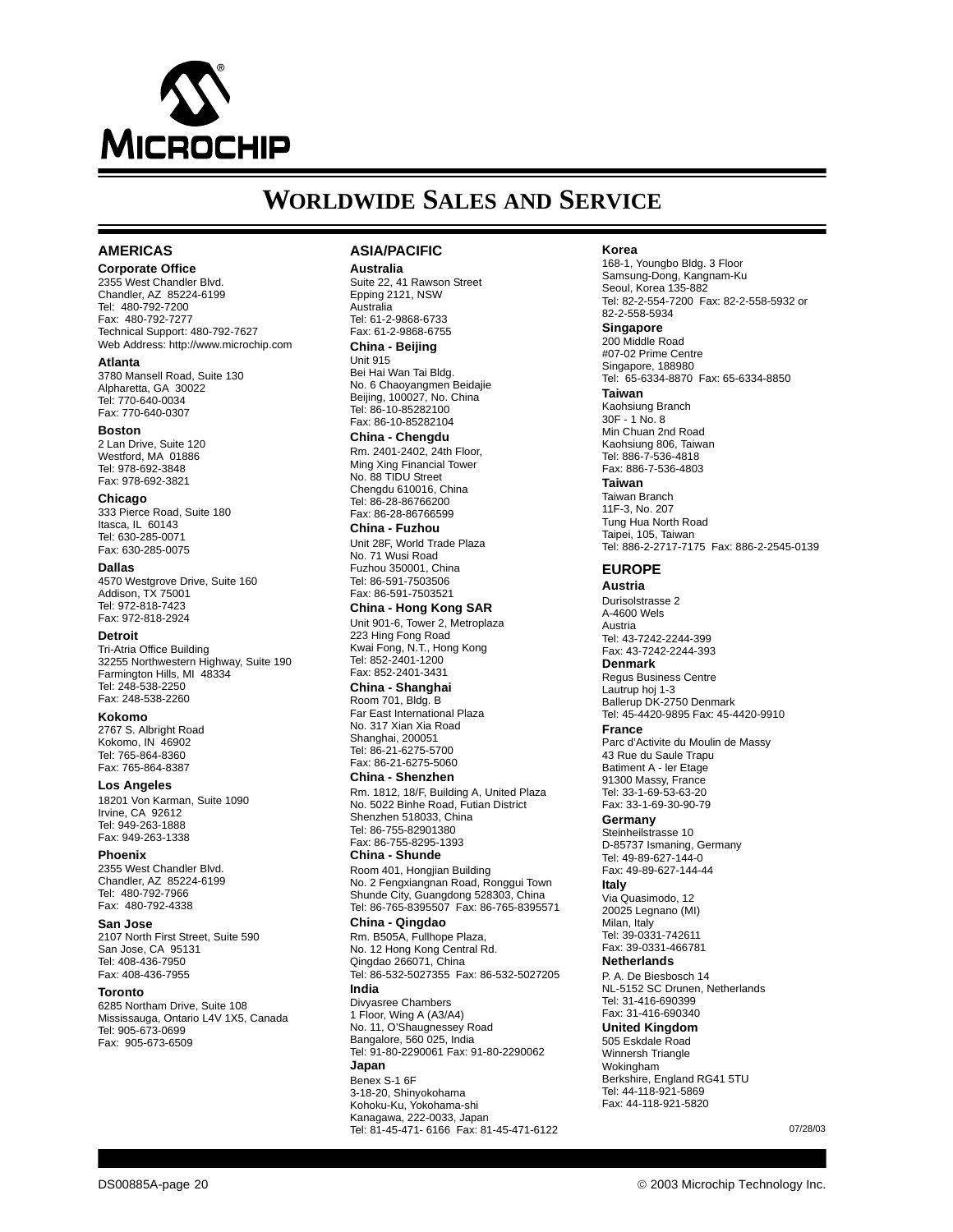# WORLDWIDE SALES AND SERVICE

## AMERICAS

**Corporate Office**
2355 West Chandler Blvd.
Chandler, AZ 85224-6199
Tel: 480-792-7200
Fax: 480-792-7277
Technical Support: 480-792-7627
Web Address: http://www.microchip.com

**Atlanta**
3780 Mansell Road, Suite 130
Alpharetta, GA 30022
Tel: 770-640-0034
Fax: 770-640-0307

**Boston**
2 Lan Drive, Suite 120
Westford, MA 01886
Tel: 978-692-3848
Fax: 978-692-3821

**Chicago**
333 Pierce Road, Suite 180
Itasca, IL 60143
Tel: 630-285-0071
Fax: 630-285-0075

**Dallas**
4570 Westgrove Drive, Suite 160
Addison, TX 75001
Tel: 972-818-7423
Fax: 972-818-2924

**Detroit**
Tri-Atria Office Building
32255 Northwestern Highway, Suite 190
Farmington Hills, MI 48334
Tel: 248-538-2250
Fax: 248-538-2260

**Kokomo**
2767 S. Albright Road
Kokomo, IN 46902
Tel: 765-864-8360
Fax: 765-864-8387

**Los Angeles**
18201 Von Karman, Suite 1090
Irvine, CA 92612
Tel: 949-263-1888
Fax: 949-263-1338

**Phoenix**
2355 West Chandler Blvd.
Chandler, AZ 85224-6199
Tel: 480-792-7966
Fax: 480-792-4338

**San Jose**
2107 North First Street, Suite 590
San Jose, CA 95131
Tel: 408-436-7950
Fax: 408-436-7955

**Toronto**
6285 Northam Drive, Suite 108
Mississauga, Ontario L4V 1X5, Canada
Tel: 905-673-0699
Fax: 905-673-6509

## ASIA/PACIFIC

**Australia**
Suite 22, 41 Rawson Street
Epping 2121, NSW
Australia
Tel: 61-2-9868-6733
Fax: 61-2-9868-6755

**China - Beijing**
Unit 915
Bei Hai Wan Tai Bldg.
No. 6 Chaoyangmen Beidajie
Beijing, 100027, No. China
Tel: 86-10-85282100
Fax: 86-10-85282104

**China - Chengdu**
Rm. 2401-2402, 24th Floor,
Ming Xing Financial Tower
No. 88 TIDU Street
Chengdu 610016, China
Tel: 86-28-86766200
Fax: 86-28-86766599

**China - Fuzhou**
Unit 28F, World Trade Plaza
No. 71 Wusi Road
Fuzhou 350001, China
Tel: 86-591-7503506
Fax: 86-591-7503521

**China - Hong Kong SAR**
Unit 901-6, Tower 2, Metroplaza
223 Hing Fong Road
Kwai Fong, N.T., Hong Kong
Tel: 852-2401-1200
Fax: 852-2401-3431

**China - Shanghai**
Room 701, Bldg. B
Far East International Plaza
No. 317 Xian Xia Road
Shanghai, 200051
Tel: 86-21-6275-5700
Fax: 86-21-6275-5060

**China - Shenzhen**
Rm. 1812, 18/F, Building A, United Plaza
No. 5022 Binhe Road, Futian District
Shenzhen 518033, China
Tel: 86-755-82901380
Fax: 86-755-8295-1393

**China - Shunde**
Room 401, Hongjian Building
No. 2 Fengxiangnan Road, Ronggui Town
Shunde City, Guangdong 528303, China
Tel: 86-765-8395507 Fax: 86-765-8395571

**China - Qingdao**
Rm. B505A, Fullhope Plaza,
No. 12 Hong Kong Central Rd.
Qingdao 266071, China
Tel: 86-532-5027355 Fax: 86-532-5027205

**India**
Divyasree Chambers
1 Floor, Wing A (A3/A4)
No. 11, O'Shaugnessey Road
Bangalore, 560 025, India
Tel: 91-80-2290061 Fax: 91-80-2290062

**Japan**
Benex S-1 6F
3-18-20, Shinyokohama
Kohoku-Ku, Yokohama-shi
Kanagawa, 222-0033, Japan
Tel: 81-45-471- 6166 Fax: 81-45-471-6122

**Korea**
168-1, Youngbo Bldg. 3 Floor
Samsung-Dong, Kangnam-Ku
Seoul, Korea 135-882
Tel: 82-2-554-7200 Fax: 82-2-558-5932 or 82-2-558-5934

**Singapore**
200 Middle Road
#07-02 Prime Centre
Singapore, 188980
Tel: 65-6334-8870 Fax: 65-6334-8850

**Taiwan**
Kaohsiung Branch
30F - 1 No. 8
Min Chuan 2nd Road
Kaohsiung 806, Taiwan
Tel: 886-7-536-4818
Fax: 886-7-536-4803

**Taiwan**
Taiwan Branch
11F-3, No. 207
Tung Hua North Road
Taipei, 105, Taiwan
Tel: 886-2-2717-7175 Fax: 886-2-2545-0139

## EUROPE

**Austria**
Durisolstrasse 2
A-4600 Wels
Austria
Tel: 43-7242-2244-399
Fax: 43-7242-2244-393

**Denmark**
Regus Business Centre
Lautrup hoj 1-3
Ballerup DK-2750 Denmark
Tel: 45-4420-9895 Fax: 45-4420-9910

**France**
Parc d'Activite du Moulin de Massy
43 Rue du Saule Trapu
Batiment A - ler Etage
91300 Massy, France
Tel: 33-1-69-53-63-20
Fax: 33-1-69-30-90-79

**Germany**
Steinheilstrasse 10
D-85737 Ismaning, Germany
Tel: 49-89-627-144-0
Fax: 49-89-627-144-44

**Italy**
Via Quasimodo, 12
20025 Legnano (MI)
Milan, Italy
Tel: 39-0331-742611
Fax: 39-0331-466781

**Netherlands**
P. A. De Biesbosch 14
NL-5152 SC Drunen, Netherlands
Tel: 31-416-690399
Fax: 31-416-690340

**United Kingdom**
505 Eskdale Road
Winnersh Triangle
Wokingham
Berkshire, England RG41 5TU
Tel: 44-118-921-5869
Fax: 44-118-921-5820

07/28/03